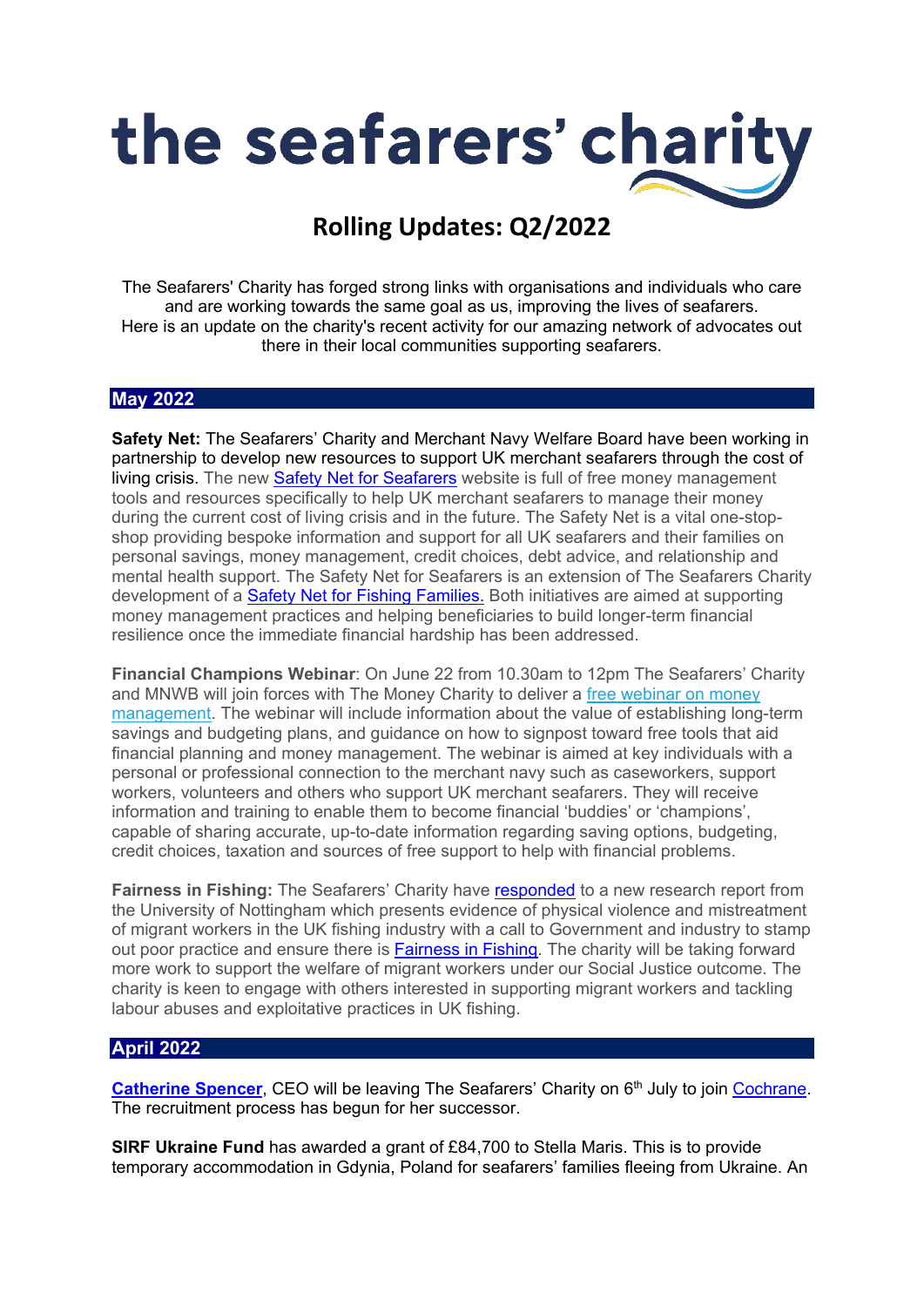# the seafarers' charity

## Rolling Updates: Q2/2022

The Seafarers' Charity has forged strong links with organisations and individuals who care and are working towards the same goal as us, improving the lives of seafarers. Here is an update on the charity's recent activity for our amazing network of advocates out there in their local communities supporting seafarers.

### May 2022

**Safety Net:** The Seafarers' Charity and Merchant Navy Welfare Board have been working in partnership to develop new resources to support UK merchant seafarers through the cost of living crisis. The new Safety Net for Seafarers website is full of free money management tools and resources specifically to help UK merchant seafarers to manage their money during the current cost of living crisis and in the future. The Safety Net is a vital one-stop-shop providing bespoke information and support for all UK seafarers and their families on personal savings, money management, credit choices, debt advice, and relationship and mental health support. The Safety Net for Seafarers is an extension of The Seafarers Charity development of a Safety Net for Fishing Families. Both initiatives are aimed at supporting money management practices and helping beneficiaries to build longer-term financial resilience once the immediate financial hardship has been addressed.

**Financial Champions Webinar**: On June 22 from 10.30am to 12pm The Seafarers' Charity and MNWB will join forces with The Money Charity to deliver a free webinar on money management. The webinar will include information about the value of establishing long-term savings and budgeting plans, and guidance on how to signpost toward free tools that aid financial planning and money management. The webinar is aimed at key individuals with a personal or professional connection to the merchant navy such as caseworkers, support workers, volunteers and others who support UK merchant seafarers. They will receive information and training to enable them to become financial 'buddies' or 'champions', capable of sharing accurate, up-to-date information regarding saving options, budgeting, credit choices, taxation and sources of free support to help with financial problems.

**Fairness in Fishing:** The Seafarers' Charity have responded to a new research report from the University of Nottingham which presents evidence of physical violence and mistreatment of migrant workers in the UK fishing industry with a call to Government and industry to stamp out poor practice and ensure there is Fairness in Fishing. The charity will be taking forward more work to support the welfare of migrant workers under our Social Justice outcome. The charity is keen to engage with others interested in supporting migrant workers and tackling labour abuses and exploitative practices in UK fishing.

### April 2022

**Catherine Spencer**, CEO will be leaving The Seafarers' Charity on 6th July to join Cochrane. The recruitment process has begun for her successor.

**SIRF Ukraine Fund** has awarded a grant of £84,700 to Stella Maris. This is to provide temporary accommodation in Gdynia, Poland for seafarers' families fleeing from Ukraine. An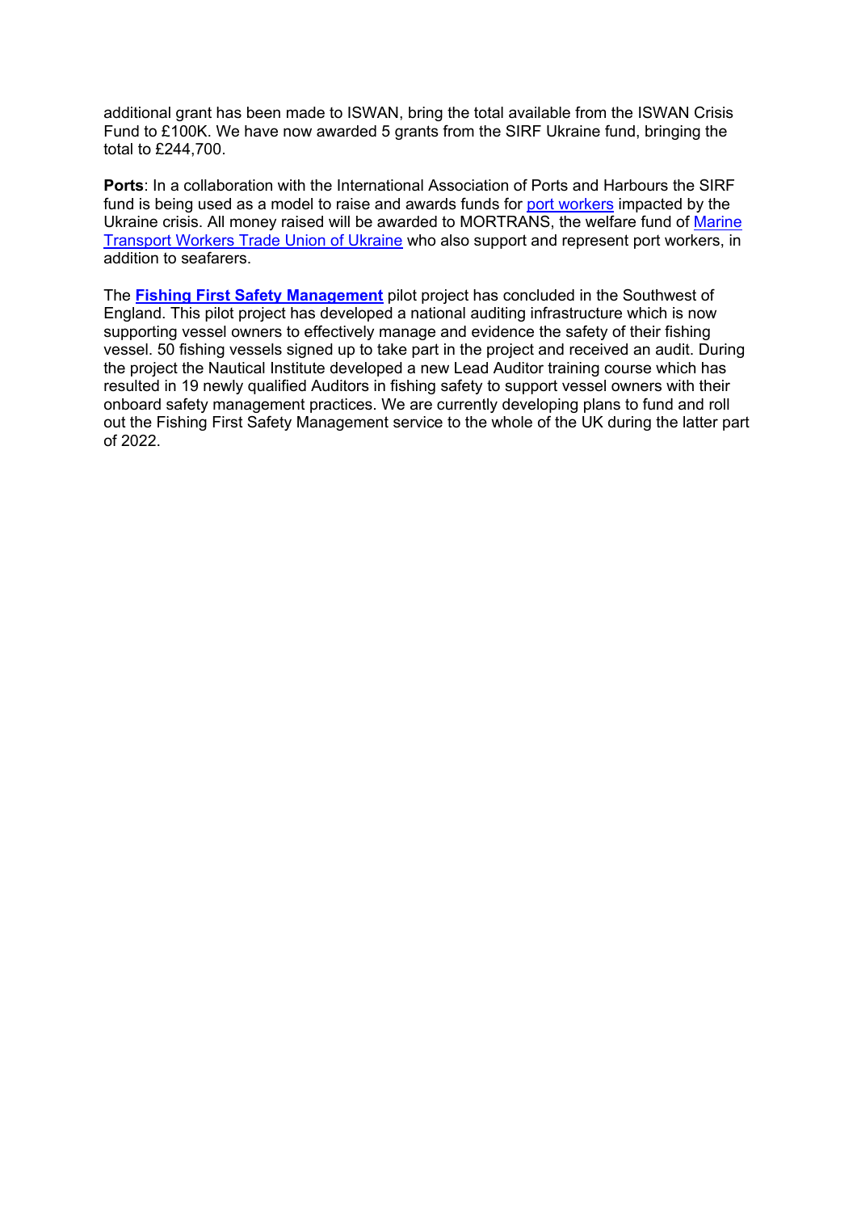additional grant has been made to ISWAN, bring the total available from the ISWAN Crisis Fund to £100K. We have now awarded 5 grants from the SIRF Ukraine fund, bringing the total to £244,700.

**Ports**: In a collaboration with the International Association of Ports and Harbours the SIRF fund is being used as a model to raise and awards funds for port workers impacted by the Ukraine crisis. All money raised will be awarded to MORTRANS, the welfare fund of Marine Transport Workers Trade Union of Ukraine who also support and represent port workers, in addition to seafarers.

The **Fishing First Safety Management** pilot project has concluded in the Southwest of England. This pilot project has developed a national auditing infrastructure which is now supporting vessel owners to effectively manage and evidence the safety of their fishing vessel. 50 fishing vessels signed up to take part in the project and received an audit. During the project the Nautical Institute developed a new Lead Auditor training course which has resulted in 19 newly qualified Auditors in fishing safety to support vessel owners with their onboard safety management practices. We are currently developing plans to fund and roll out the Fishing First Safety Management service to the whole of the UK during the latter part of 2022.